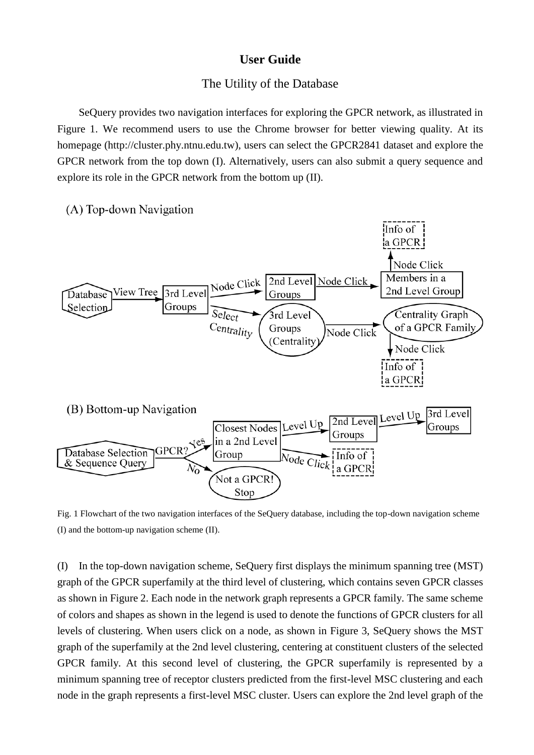# User Guide

## The Utility of the Database

SeQuery provides two navigation interfaces for exploring the GPCR network, as illustrated in Figure 1. We recommend users to use the Chrome browser for better viewing quality. At its homepage (http://cluster.phy.ntnu.edu.tw), users can select the GPCR2841 dataset and explore the GPCR network from the top down (I). Alternatively, users can also submit a query sequence and explore its role in the GPCR network from the bottom up (II).

(A) Top-down Navigation

Database Selection → View Tree → 3rd Level Groups → Node Click → 2nd Level Groups → Node Click → Members in a 2nd Level Group → Node Click → Info of a GPCR

3rd Level Groups → Select Centrality → 3rd Level Groups (Centrality) → Node Click → Centrality Graph of a GPCR Family → Node Click → Info of a GPCR

(B) Bottom-up Navigation

Database Selection & Sequence Query → GPCR? → Yes → Closest Nodes in a 2nd Level Group → Level Up → 2nd Level Groups → Level Up → 3rd Level Groups

Closest Nodes in a 2nd Level Group → Node Click → Info of a GPCR

GPCR? → No → Not a GPCR! Stop

Fig. 1 Flowchart of the two navigation interfaces of the SeQuery database, including the top-down navigation scheme (I) and the bottom-up navigation scheme (II).

(I) In the top-down navigation scheme, SeQuery first displays the minimum spanning tree (MST) graph of the GPCR superfamily at the third level of clustering, which contains seven GPCR classes as shown in Figure 2. Each node in the network graph represents a GPCR family. The same scheme of colors and shapes as shown in the legend is used to denote the functions of GPCR clusters for all levels of clustering. When users click on a node, as shown in Figure 3, SeQuery shows the MST graph of the superfamily at the 2nd level clustering, centering at constituent clusters of the selected GPCR family. At this second level of clustering, the GPCR superfamily is represented by a minimum spanning tree of receptor clusters predicted from the first-level MSC clustering and each node in the graph represents a first-level MSC cluster. Users can explore the 2nd level graph of the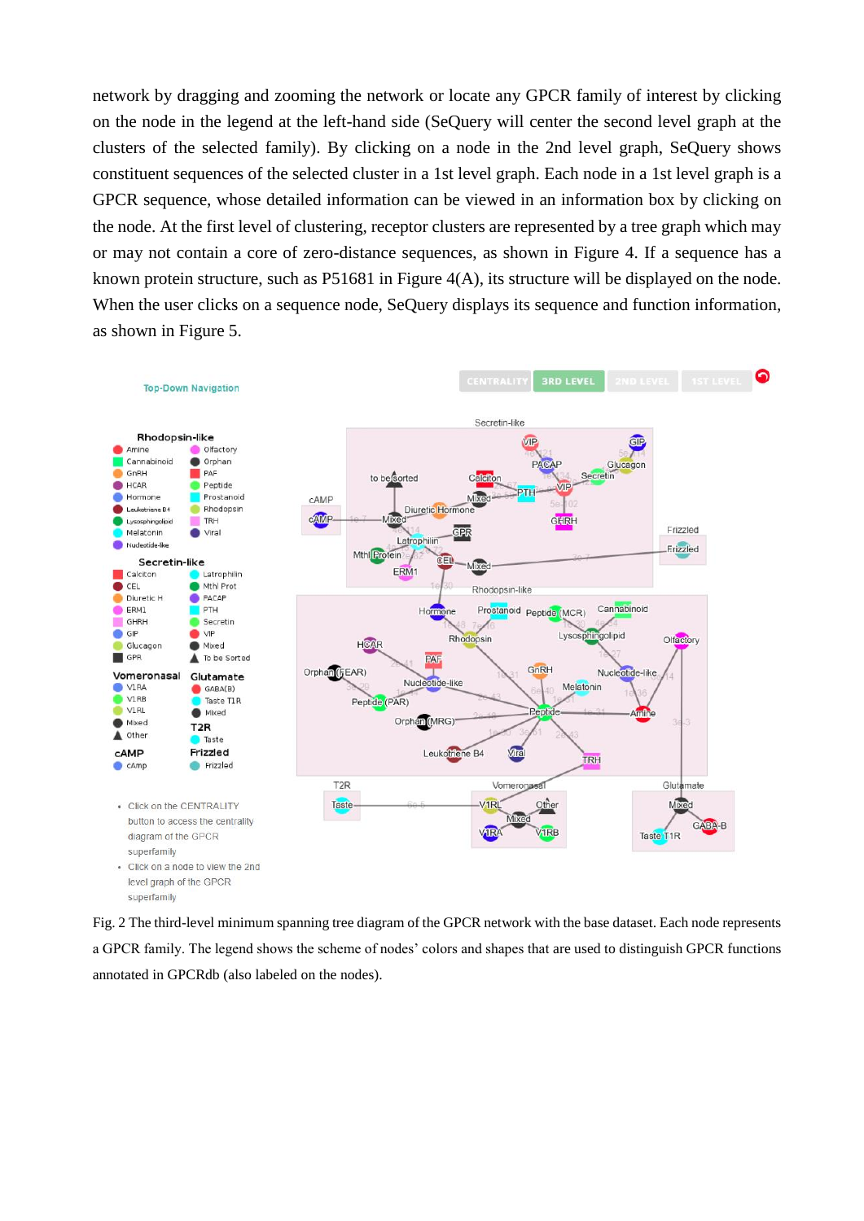network by dragging and zooming the network or locate any GPCR family of interest by clicking on the node in the legend at the left-hand side (SeQuery will center the second level graph at the clusters of the selected family). By clicking on a node in the 2nd level graph, SeQuery shows constituent sequences of the selected cluster in a 1st level graph. Each node in a 1st level graph is a GPCR sequence, whose detailed information can be viewed in an information box by clicking on the node. At the first level of clustering, receptor clusters are represented by a tree graph which may or may not contain a core of zero-distance sequences, as shown in Figure 4. If a sequence has a known protein structure, such as P51681 in Figure 4(A), its structure will be displayed on the node. When the user clicks on a sequence node, SeQuery displays its sequence and function information, as shown in Figure 5.

Fig. 2 The third-level minimum spanning tree diagram of the GPCR network with the base dataset. Each node represents a GPCR family. The legend shows the scheme of nodes' colors and shapes that are used to distinguish GPCR functions annotated in GPCRdb (also labeled on the nodes).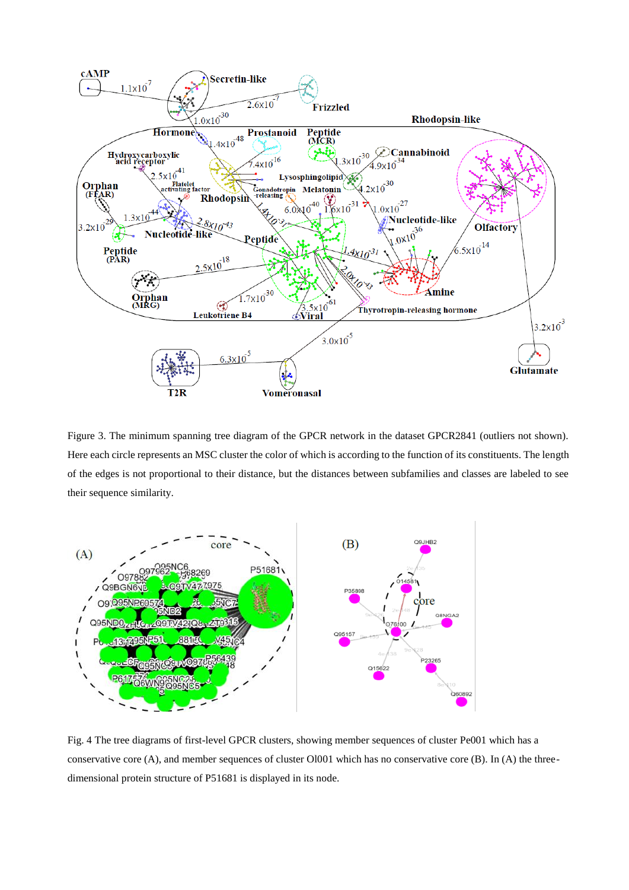Figure 3. The minimum spanning tree diagram of the GPCR network in the dataset GPCR2841 (outliers not shown). Here each circle represents an MSC cluster the color of which is according to the function of its constituents. The length of the edges is not proportional to their distance, but the distances between subfamilies and classes are labeled to see their sequence similarity.

Fig. 4 The tree diagrams of first-level GPCR clusters, showing member sequences of cluster Pe001 which has a conservative core (A), and member sequences of cluster Ol001 which has no conservative core (B). In (A) the three-dimensional protein structure of P51681 is displayed in its node.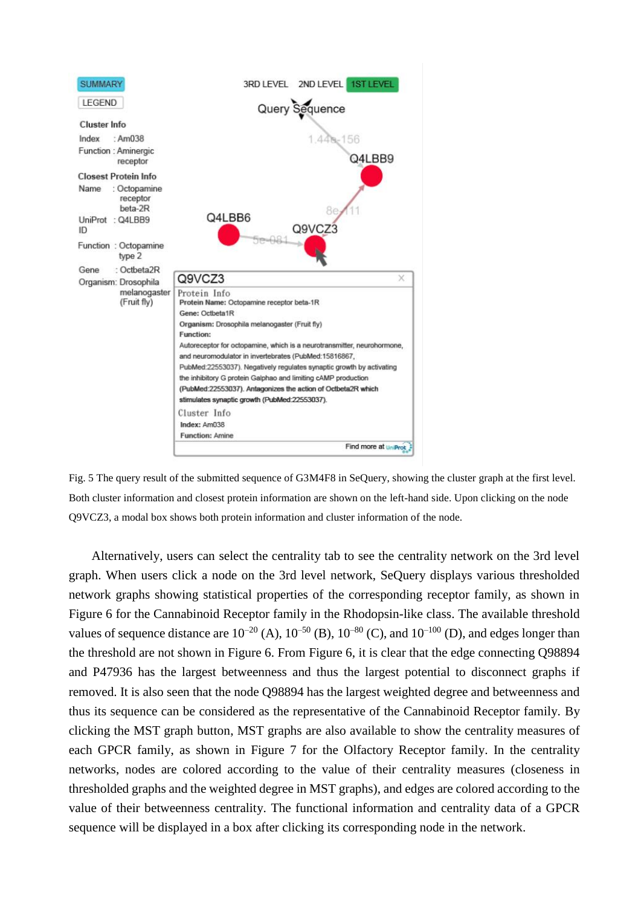Fig. 5 The query result of the submitted sequence of G3M4F8 in SeQuery, showing the cluster graph at the first level. Both cluster information and closest protein information are shown on the left-hand side. Upon clicking on the node Q9VCZ3, a modal box shows both protein information and cluster information of the node.

Alternatively, users can select the centrality tab to see the centrality network on the 3rd level graph. When users click a node on the 3rd level network, SeQuery displays various thresholded network graphs showing statistical properties of the corresponding receptor family, as shown in Figure 6 for the Cannabinoid Receptor family in the Rhodopsin-like class. The available threshold values of sequence distance are $10^{-20}$ (A), $10^{-50}$ (B), $10^{-80}$ (C), and $10^{-100}$ (D), and edges longer than the threshold are not shown in Figure 6. From Figure 6, it is clear that the edge connecting Q98894 and P47936 has the largest betweenness and thus the largest potential to disconnect graphs if removed. It is also seen that the node Q98894 has the largest weighted degree and betweenness and thus its sequence can be considered as the representative of the Cannabinoid Receptor family. By clicking the MST graph button, MST graphs are also available to show the centrality measures of each GPCR family, as shown in Figure 7 for the Olfactory Receptor family. In the centrality networks, nodes are colored according to the value of their centrality measures (closeness in thresholded graphs and the weighted degree in MST graphs), and edges are colored according to the value of their betweenness centrality. The functional information and centrality data of a GPCR sequence will be displayed in a box after clicking its corresponding node in the network.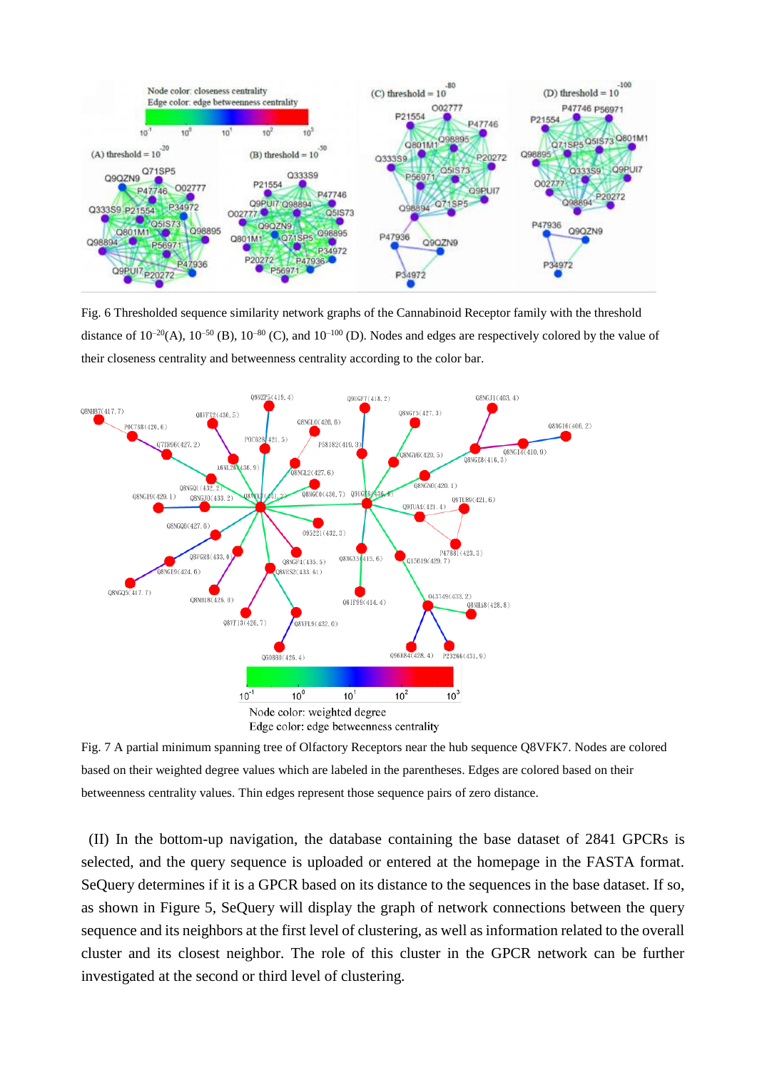Fig. 6 Thresholded sequence similarity network graphs of the Cannabinoid Receptor family with the threshold distance of $10^{-20}$(A), $10^{-50}$ (B), $10^{-80}$ (C), and $10^{-100}$ (D). Nodes and edges are respectively colored by the value of their closeness centrality and betweenness centrality according to the color bar.

Fig. 7 A partial minimum spanning tree of Olfactory Receptors near the hub sequence Q8VFK7. Nodes are colored based on their weighted degree values which are labeled in the parentheses. Edges are colored based on their betweenness centrality values. Thin edges represent those sequence pairs of zero distance.

(II) In the bottom-up navigation, the database containing the base dataset of 2841 GPCRs is selected, and the query sequence is uploaded or entered at the homepage in the FASTA format. SeQuery determines if it is a GPCR based on its distance to the sequences in the base dataset. If so, as shown in Figure 5, SeQuery will display the graph of network connections between the query sequence and its neighbors at the first level of clustering, as well as information related to the overall cluster and its closest neighbor. The role of this cluster in the GPCR network can be further investigated at the second or third level of clustering.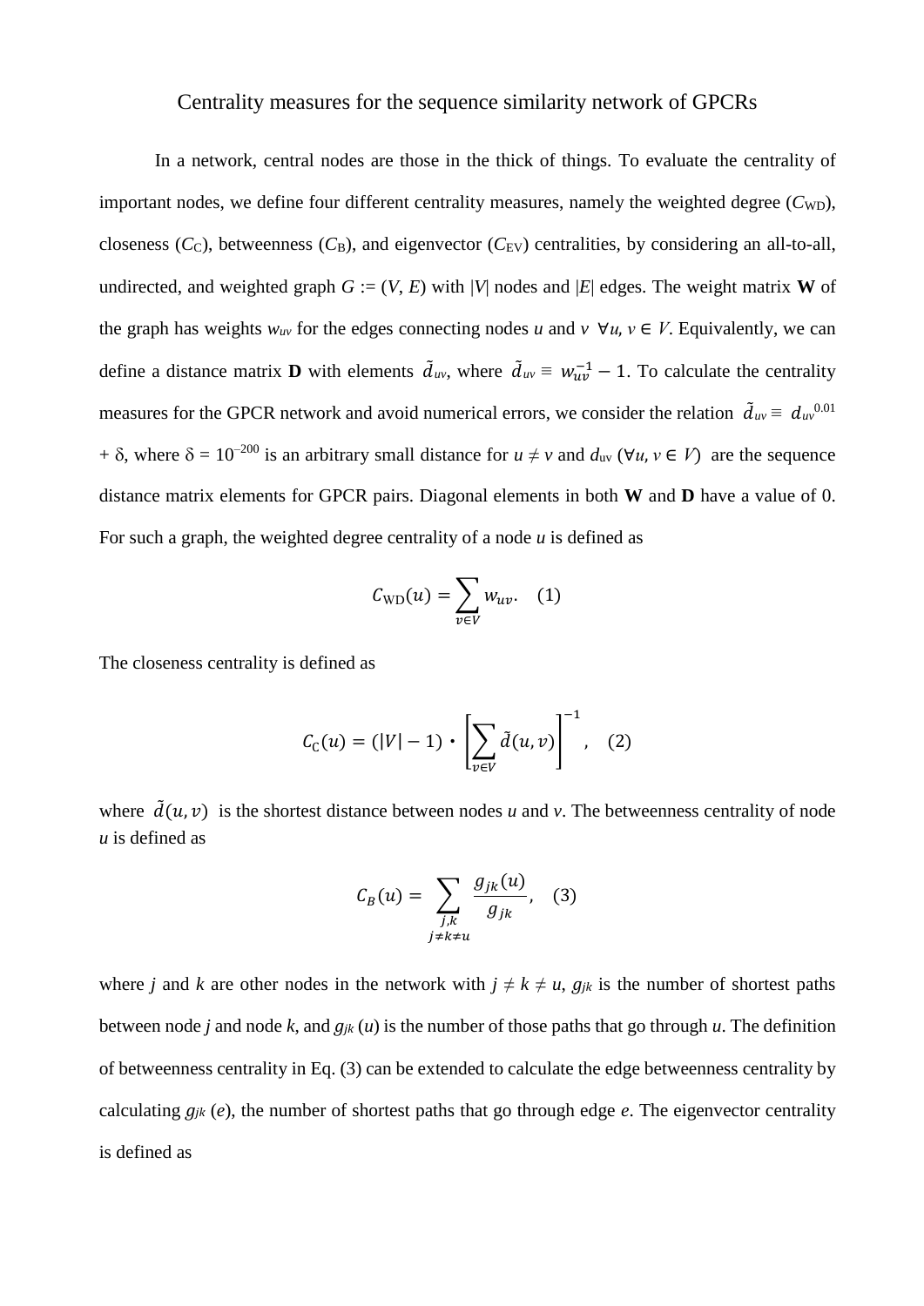# Centrality measures for the sequence similarity network of GPCRs

In a network, central nodes are those in the thick of things. To evaluate the centrality of important nodes, we define four different centrality measures, namely the weighted degree ($C_{\mathrm{WD}}$), closeness ($C_{\mathrm{C}}$), betweenness ($C_{\mathrm{B}}$), and eigenvector ($C_{\mathrm{EV}}$) centralities, by considering an all-to-all, undirected, and weighted graph $G := (V, E)$ with $|V|$ nodes and $|E|$ edges. The weight matrix **W** of the graph has weights $w_{uv}$ for the edges connecting nodes $u$ and $v$ $\forall u, v \in V$. Equivalently, we can define a distance matrix **D** with elements $\tilde{d}_{uv}$, where $\tilde{d}_{uv} \equiv w_{uv}^{-1} - 1$. To calculate the centrality measures for the GPCR network and avoid numerical errors, we consider the relation $\tilde{d}_{uv} \equiv d_{uv}^{0.01} + \delta$, where $\delta = 10^{-200}$ is an arbitrary small distance for $u \neq v$ and $d_{uv}$ ($\forall u, v \in V$) are the sequence distance matrix elements for GPCR pairs. Diagonal elements in both **W** and **D** have a value of 0. For such a graph, the weighted degree centrality of a node $u$ is defined as

$$C_{\mathrm{WD}}(u) = \sum_{v \in V} w_{uv}. \quad (1)$$

The closeness centrality is defined as

$$C_{\mathrm{C}}(u) = (|V| - 1) \cdot \left[ \sum_{v \in V} \tilde{d}(u, v) \right]^{-1}, \quad (2)$$

where $\tilde{d}(u, v)$ is the shortest distance between nodes $u$ and $v$. The betweenness centrality of node $u$ is defined as

$$C_B(u) = \sum_{\substack{j,k \\ j \neq k \neq u}} \frac{g_{jk}(u)}{g_{jk}}, \quad (3)$$

where $j$ and $k$ are other nodes in the network with $j \neq k \neq u$, $g_{jk}$ is the number of shortest paths between node $j$ and node $k$, and $g_{jk}(u)$ is the number of those paths that go through $u$. The definition of betweenness centrality in Eq. (3) can be extended to calculate the edge betweenness centrality by calculating $g_{jk}(e)$, the number of shortest paths that go through edge $e$. The eigenvector centrality is defined as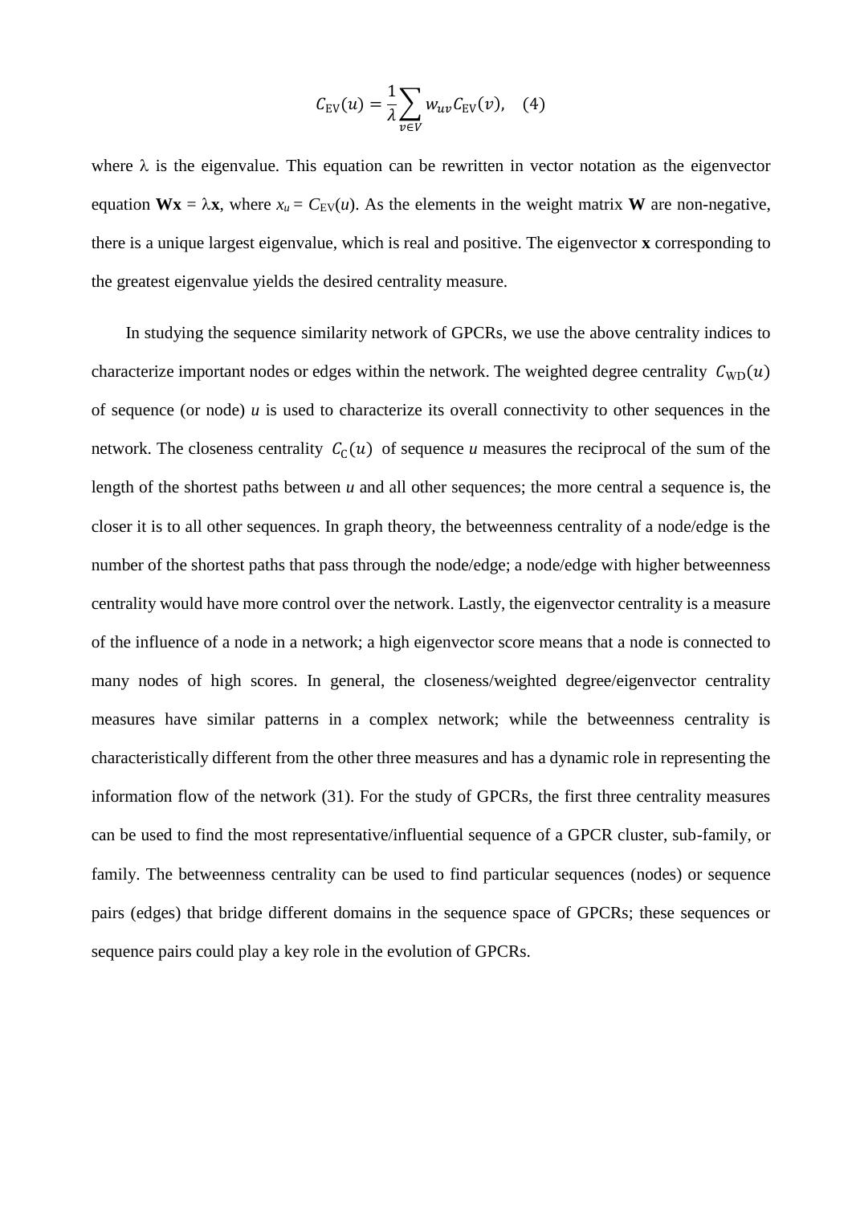$$C_{\mathrm{EV}}(u) = \frac{1}{\lambda}\sum_{v \in V} w_{uv} C_{\mathrm{EV}}(v), \quad (4)$$

where $\lambda$ is the eigenvalue. This equation can be rewritten in vector notation as the eigenvector equation $\mathbf{W}\mathbf{x} = \lambda\mathbf{x}$, where $x_u = C_{\mathrm{EV}}(u)$. As the elements in the weight matrix $\mathbf{W}$ are non-negative, there is a unique largest eigenvalue, which is real and positive. The eigenvector $\mathbf{x}$ corresponding to the greatest eigenvalue yields the desired centrality measure.

In studying the sequence similarity network of GPCRs, we use the above centrality indices to characterize important nodes or edges within the network. The weighted degree centrality $C_{\mathrm{WD}}(u)$ of sequence (or node) $u$ is used to characterize its overall connectivity to other sequences in the network. The closeness centrality $C_{\mathrm{C}}(u)$ of sequence $u$ measures the reciprocal of the sum of the length of the shortest paths between $u$ and all other sequences; the more central a sequence is, the closer it is to all other sequences. In graph theory, the betweenness centrality of a node/edge is the number of the shortest paths that pass through the node/edge; a node/edge with higher betweenness centrality would have more control over the network. Lastly, the eigenvector centrality is a measure of the influence of a node in a network; a high eigenvector score means that a node is connected to many nodes of high scores. In general, the closeness/weighted degree/eigenvector centrality measures have similar patterns in a complex network; while the betweenness centrality is characteristically different from the other three measures and has a dynamic role in representing the information flow of the network (31). For the study of GPCRs, the first three centrality measures can be used to find the most representative/influential sequence of a GPCR cluster, sub-family, or family. The betweenness centrality can be used to find particular sequences (nodes) or sequence pairs (edges) that bridge different domains in the sequence space of GPCRs; these sequences or sequence pairs could play a key role in the evolution of GPCRs.